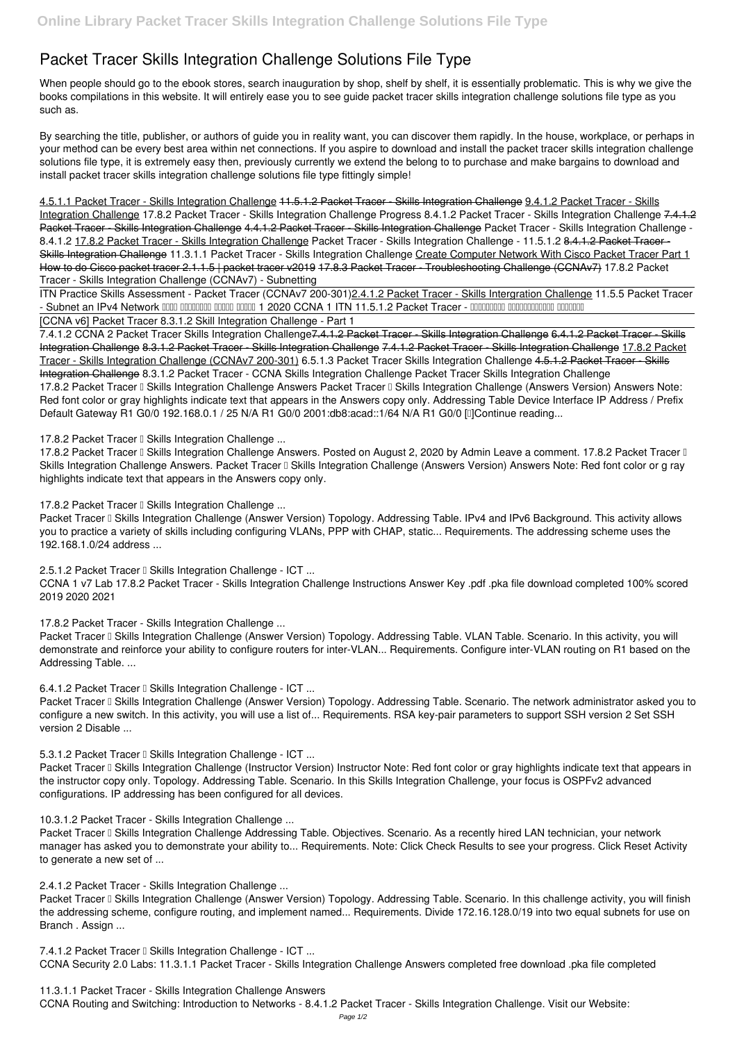# Packet Tracer Skills Integration Challenge Solutions File Type

When people should go to the ebook stores, search inauguration by shop, shelf by shelf, it is essentially problematic. This is why we give the books compilations in this website. It will entirely ease you to see guide packet tracer skills integration challenge solutions file type as you such as.

By searching the title, publisher, or authors of guide you in reality want, you can discover them rapidly. In the house, workplace, or perhaps in your method can be every best area within net connections. If you aspire to download and install the packet tracer skills integration challenge solutions file type, it is extremely easy then, previously currently we extend the belong to to purchase and make bargains to download and install packet tracer skills integration challenge solutions file type fittingly simple!

4.5.1.1 Packet Tracer - Skills Integration Challenge ~~11.5.1.2 Packet Tracer - Skills Integration Challenge~~ 9.4.1.2 Packet Tracer - Skills Integration Challenge 17.8.2 Packet Tracer - Skills Integration Challenge Progress 8.4.1.2 Packet Tracer - Skills Integration Challenge ~~7.4.1.2 Packet Tracer - Skills Integration Challenge~~ ~~4.4.1.2 Packet Tracer - Skills Integration Challenge~~ Packet Tracer - Skills Integration Challenge - 8.4.1.2 17.8.2 Packet Tracer - Skills Integration Challenge Packet Tracer - Skills Integration Challenge - 11.5.1.2 ~~8.4.1.2 Packet Tracer - Skills Integration Challenge~~ 11.3.1.1 Packet Tracer - Skills Integration Challenge Create Computer Network With Cisco Packet Tracer Part 1 ~~How to do Cisco packet tracer 2.1.1.5 | packet tracer v2019~~ ~~17.8.3 Packet Tracer - Troubleshooting Challenge (CCNAv7)~~ 17.8.2 Packet Tracer - Skills Integration Challenge (CCNAv7) - Subnetting

ITN Practice Skills Assessment - Packet Tracer (CCNAv7 200-301)2.4.1.2 Packet Tracer - Skills Intergration Challenge 11.5.5 Packet Tracer - Subnet an IPv4 Network ████ ████████ █████ █████ 1 2020 CCNA 1 ITN 11.5.1.2 Packet Tracer - █████████ ████████████ ████████

[CCNA v6] Packet Tracer 8.3.1.2 Skill Integration Challenge - Part 1

7.4.1.2 CCNA 2 Packet Tracer Skills Integration Challenge~~7.4.1.2 Packet Tracer - Skills Integration Challenge~~ ~~6.4.1.2 Packet Tracer - Skills Integration Challenge~~ ~~8.3.1.2 Packet Tracer - Skills Integration Challenge~~ ~~7.4.1.2 Packet Tracer - Skills Integration Challenge~~ 17.8.2 Packet Tracer - Skills Integration Challenge (CCNAv7 200-301) 6.5.1.3 Packet Tracer Skills Integration Challenge ~~4.5.1.2 Packet Tracer - Skills Integration Challenge~~ 8.3.1.2 Packet Tracer - CCNA Skills Integration Challenge Packet Tracer Skills Integration Challenge

17.8.2 Packet Tracer – Skills Integration Challenge Answers Packet Tracer – Skills Integration Challenge (Answers Version) Answers Note: Red font color or gray highlights indicate text that appears in the Answers copy only. Addressing Table Device Interface IP Address / Prefix Default Gateway R1 G0/0 192.168.0.1 / 25 N/A R1 G0/0 2001:db8:acad::1/64 N/A R1 G0/0 […]Continue reading...

**17.8.2 Packet Tracer – Skills Integration Challenge ...**

17.8.2 Packet Tracer – Skills Integration Challenge Answers. Posted on August 2, 2020 by Admin Leave a comment. 17.8.2 Packet Tracer – Skills Integration Challenge Answers. Packet Tracer – Skills Integration Challenge (Answers Version) Answers Note: Red font color or g ray highlights indicate text that appears in the Answers copy only.

**17.8.2 Packet Tracer – Skills Integration Challenge ...**

Packet Tracer – Skills Integration Challenge (Answer Version) Topology. Addressing Table. IPv4 and IPv6 Background. This activity allows you to practice a variety of skills including configuring VLANs, PPP with CHAP, static... Requirements. The addressing scheme uses the 192.168.1.0/24 address ...

**2.5.1.2 Packet Tracer – Skills Integration Challenge - ICT ...**

CCNA 1 v7 Lab 17.8.2 Packet Tracer - Skills Integration Challenge Instructions Answer Key .pdf .pka file download completed 100% scored 2019 2020 2021

**17.8.2 Packet Tracer - Skills Integration Challenge ...**

Packet Tracer – Skills Integration Challenge (Answer Version) Topology. Addressing Table. VLAN Table. Scenario. In this activity, you will demonstrate and reinforce your ability to configure routers for inter-VLAN... Requirements. Configure inter-VLAN routing on R1 based on the Addressing Table. ...

**6.4.1.2 Packet Tracer – Skills Integration Challenge - ICT ...**

Packet Tracer – Skills Integration Challenge (Answer Version) Topology. Addressing Table. Scenario. The network administrator asked you to configure a new switch. In this activity, you will use a list of... Requirements. RSA key-pair parameters to support SSH version 2 Set SSH version 2 Disable ...

**5.3.1.2 Packet Tracer – Skills Integration Challenge - ICT ...**

Packet Tracer – Skills Integration Challenge (Instructor Version) Instructor Note: Red font color or gray highlights indicate text that appears in the instructor copy only. Topology. Addressing Table. Scenario. In this Skills Integration Challenge, your focus is OSPFv2 advanced configurations. IP addressing has been configured for all devices.

**10.3.1.2 Packet Tracer - Skills Integration Challenge ...**

Packet Tracer – Skills Integration Challenge Addressing Table. Objectives. Scenario. As a recently hired LAN technician, your network manager has asked you to demonstrate your ability to... Requirements. Note: Click Check Results to see your progress. Click Reset Activity to generate a new set of ...

**2.4.1.2 Packet Tracer - Skills Integration Challenge ...**

Packet Tracer – Skills Integration Challenge (Answer Version) Topology. Addressing Table. Scenario. In this challenge activity, you will finish the addressing scheme, configure routing, and implement named... Requirements. Divide 172.16.128.0/19 into two equal subnets for use on Branch . Assign ...

**7.4.1.2 Packet Tracer – Skills Integration Challenge - ICT ...**

CCNA Security 2.0 Labs: 11.3.1.1 Packet Tracer - Skills Integration Challenge Answers completed free download .pka file completed

**11.3.1.1 Packet Tracer - Skills Integration Challenge Answers**

CCNA Routing and Switching: Introduction to Networks - 8.4.1.2 Packet Tracer - Skills Integration Challenge. Visit our Website: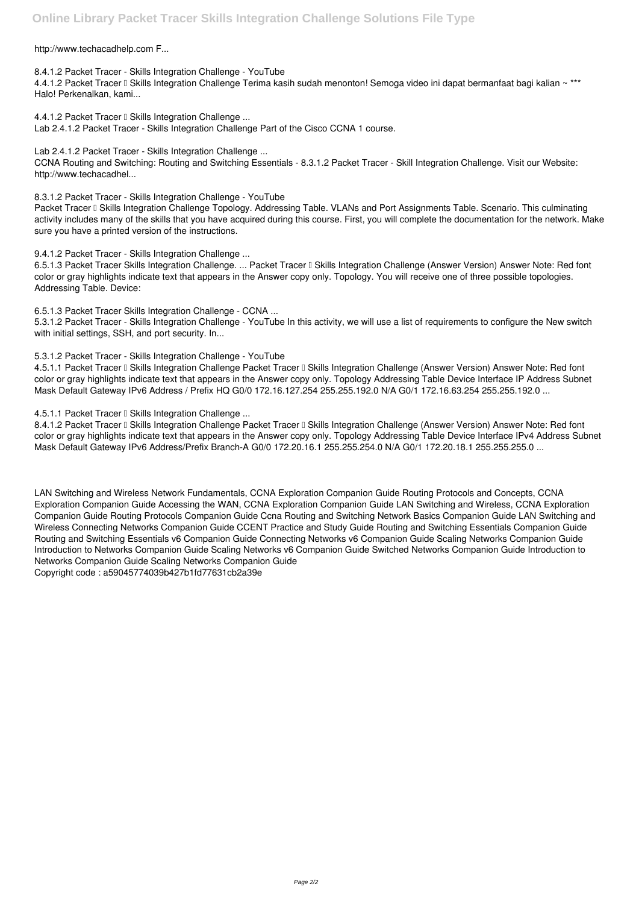http://www.techacadhelp.com F...

8.4.1.2 Packet Tracer - Skills Integration Challenge - YouTube
4.4.1.2 Packet Tracer – Skills Integration Challenge Terima kasih sudah menonton! Semoga video ini dapat bermanfaat bagi kalian ~ *** Halo! Perkenalkan, kami...

4.4.1.2 Packet Tracer – Skills Integration Challenge ...
Lab 2.4.1.2 Packet Tracer - Skills Integration Challenge Part of the Cisco CCNA 1 course.

Lab 2.4.1.2 Packet Tracer - Skills Integration Challenge ...
CCNA Routing and Switching: Routing and Switching Essentials - 8.3.1.2 Packet Tracer - Skill Integration Challenge. Visit our Website: http://www.techacadhel...

8.3.1.2 Packet Tracer - Skills Integration Challenge - YouTube
Packet Tracer – Skills Integration Challenge Topology. Addressing Table. VLANs and Port Assignments Table. Scenario. This culminating activity includes many of the skills that you have acquired during this course. First, you will complete the documentation for the network. Make sure you have a printed version of the instructions.

9.4.1.2 Packet Tracer - Skills Integration Challenge ...
6.5.1.3 Packet Tracer Skills Integration Challenge. ... Packet Tracer – Skills Integration Challenge (Answer Version) Answer Note: Red font color or gray highlights indicate text that appears in the Answer copy only. Topology. You will receive one of three possible topologies. Addressing Table. Device:

6.5.1.3 Packet Tracer Skills Integration Challenge - CCNA ...
5.3.1.2 Packet Tracer - Skills Integration Challenge - YouTube In this activity, we will use a list of requirements to configure the New switch with initial settings, SSH, and port security. In...

5.3.1.2 Packet Tracer - Skills Integration Challenge - YouTube
4.5.1.1 Packet Tracer – Skills Integration Challenge Packet Tracer – Skills Integration Challenge (Answer Version) Answer Note: Red font color or gray highlights indicate text that appears in the Answer copy only. Topology Addressing Table Device Interface IP Address Subnet Mask Default Gateway IPv6 Address / Prefix HQ G0/0 172.16.127.254 255.255.192.0 N/A G0/1 172.16.63.254 255.255.192.0 ...

4.5.1.1 Packet Tracer – Skills Integration Challenge ...
8.4.1.2 Packet Tracer – Skills Integration Challenge Packet Tracer – Skills Integration Challenge (Answer Version) Answer Note: Red font color or gray highlights indicate text that appears in the Answer copy only. Topology Addressing Table Device Interface IPv4 Address Subnet Mask Default Gateway IPv6 Address/Prefix Branch-A G0/0 172.20.16.1 255.255.254.0 N/A G0/1 172.20.18.1 255.255.255.0 ...

LAN Switching and Wireless Network Fundamentals, CCNA Exploration Companion Guide Routing Protocols and Concepts, CCNA Exploration Companion Guide Accessing the WAN, CCNA Exploration Companion Guide LAN Switching and Wireless, CCNA Exploration Companion Guide Routing Protocols Companion Guide Ccna Routing and Switching Network Basics Companion Guide LAN Switching and Wireless Connecting Networks Companion Guide CCENT Practice and Study Guide Routing and Switching Essentials Companion Guide Routing and Switching Essentials v6 Companion Guide Connecting Networks v6 Companion Guide Scaling Networks Companion Guide Introduction to Networks Companion Guide Scaling Networks v6 Companion Guide Switched Networks Companion Guide Introduction to Networks Companion Guide Scaling Networks Companion Guide
Copyright code : a59045774039b427b1fd77631cb2a39e